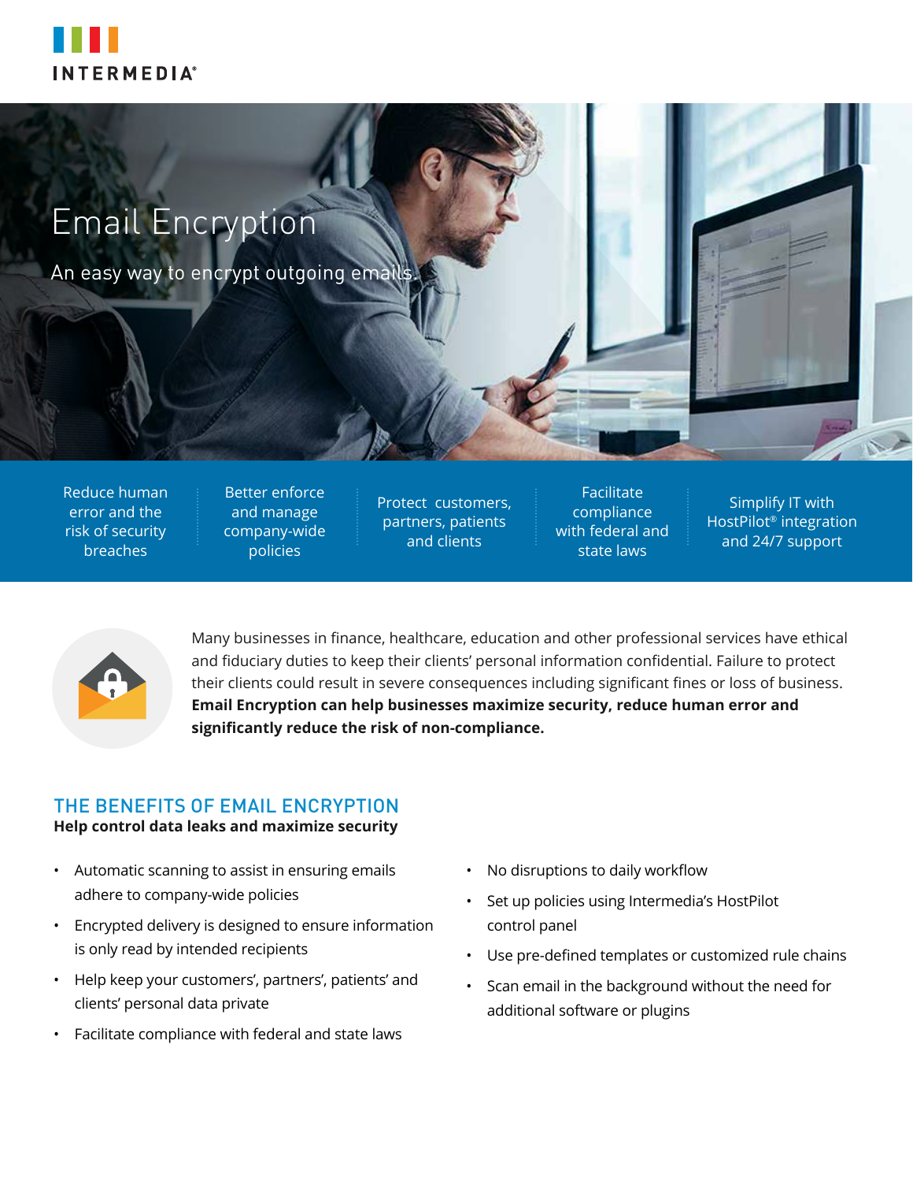INTERMEDIA®

# Email Encryption

An easy way to encrypt outgoing emails.

- Reduce human error and the risk of security breaches
- Better enforce and manage company-wide policies
- Protect customers, partners, patients and clients
- Facilitate compliance with federal and state laws
- Simplify IT with HostPilot® integration and 24/7 support

Many businesses in finance, healthcare, education and other professional services have ethical and fiduciary duties to keep their clients' personal information confidential. Failure to protect their clients could result in severe consequences including significant fines or loss of business. **Email Encryption can help businesses maximize security, reduce human error and significantly reduce the risk of non-compliance.**

## THE BENEFITS OF EMAIL ENCRYPTION

**Help control data leaks and maximize security**

- Automatic scanning to assist in ensuring emails adhere to company-wide policies
- Encrypted delivery is designed to ensure information is only read by intended recipients
- Help keep your customers', partners', patients' and clients' personal data private
- Facilitate compliance with federal and state laws
- No disruptions to daily workflow
- Set up policies using Intermedia's HostPilot control panel
- Use pre-defined templates or customized rule chains
- Scan email in the background without the need for additional software or plugins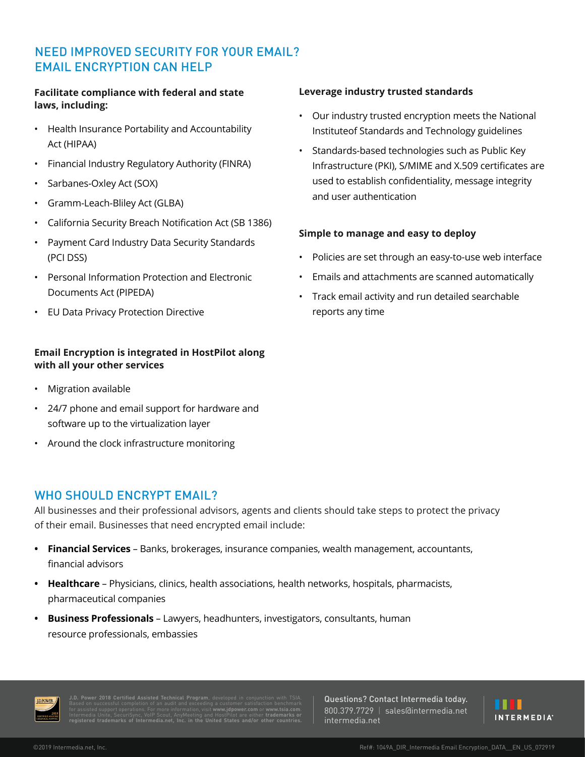## NEED IMPROVED SECURITY FOR YOUR EMAIL? EMAIL ENCRYPTION CAN HELP

**Facilitate compliance with federal and state laws, including:**

- Health Insurance Portability and Accountability Act (HIPAA)
- Financial Industry Regulatory Authority (FINRA)
- Sarbanes-Oxley Act (SOX)
- Gramm-Leach-Bliley Act (GLBA)
- California Security Breach Notification Act (SB 1386)
- Payment Card Industry Data Security Standards (PCI DSS)
- Personal Information Protection and Electronic Documents Act (PIPEDA)
- EU Data Privacy Protection Directive

**Email Encryption is integrated in HostPilot along with all your other services**

- Migration available
- 24/7 phone and email support for hardware and software up to the virtualization layer
- Around the clock infrastructure monitoring

**Leverage industry trusted standards**

- Our industry trusted encryption meets the National Instituteof Standards and Technology guidelines
- Standards-based technologies such as Public Key Infrastructure (PKI), S/MIME and X.509 certificates are used to establish confidentiality, message integrity and user authentication

**Simple to manage and easy to deploy**

- Policies are set through an easy-to-use web interface
- Emails and attachments are scanned automatically
- Track email activity and run detailed searchable reports any time

## WHO SHOULD ENCRYPT EMAIL?

All businesses and their professional advisors, agents and clients should take steps to protect the privacy of their email. Businesses that need encrypted email include:

- **Financial Services** – Banks, brokerages, insurance companies, wealth management, accountants, financial advisors
- **Healthcare** – Physicians, clinics, health associations, health networks, hospitals, pharmacists, pharmaceutical companies
- **Business Professionals** – Lawyers, headhunters, investigators, consultants, human resource professionals, embassies

**J.D. Power 2018 Certified Assisted Technical Program**, developed in conjunction with TSIA. Based on successful completion of an audit and exceeding a customer satisfaction benchmark for assisted support operations. For more information, visit **www.jdpower.com** or **www.tsia.com**. Intermedia Unite, SecuriSync, VoIP Scout, AnyMeeting and HostPilot are either **trademarks or registered trademarks of Intermedia.net, Inc. in the United States and/or other countries.**

Questions? Contact Intermedia today.
800.379.7729 | sales@intermedia.net
intermedia.net

©2019 Intermedia.net, Inc.

Ref#: 1049A_DIR_Intermedia Email Encryption_DATA__EN_US_072919